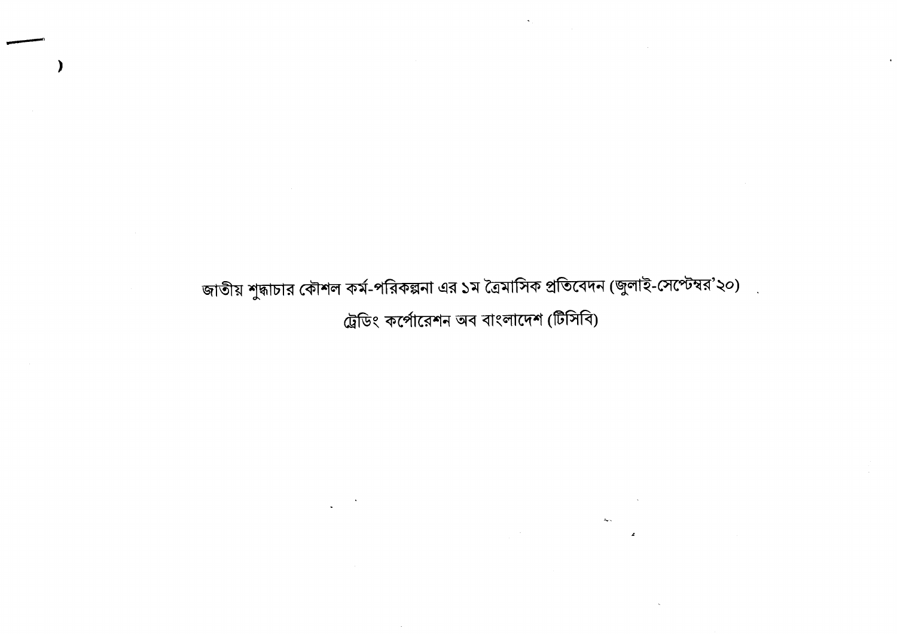# জাতীয় শুদ্ধাচার কৌশল কর্ম-পরিকল্পনা এর ১ম ত্রৈমাসিক প্রতিবেদন (জুলাই-সেপ্টেম্বর'২০)

## ট্রেডিং কর্পোরেশন অব বাংলাদেশ (টিসিবি)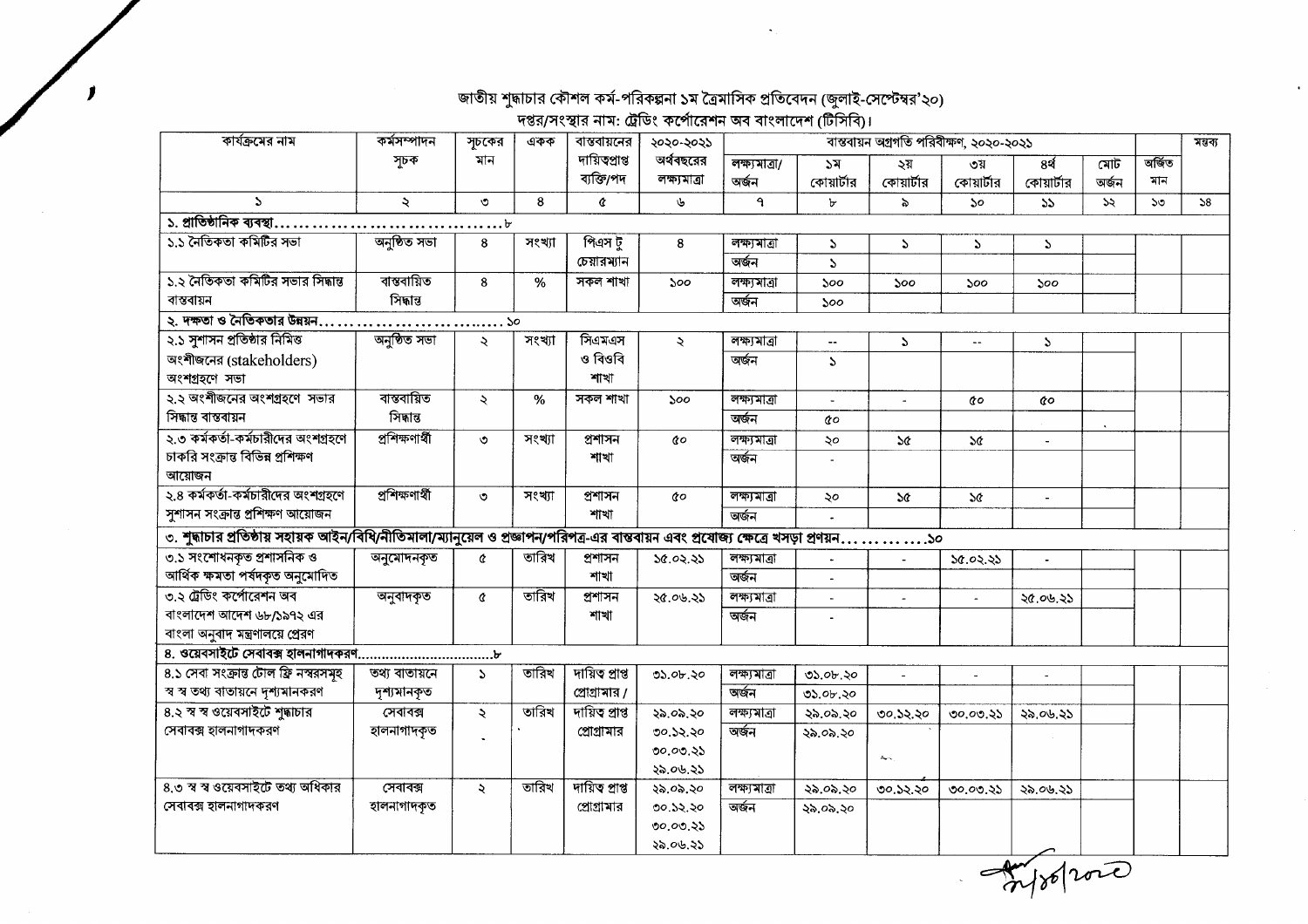# জাতীয় শুদ্ধাচার কৌশল কর্ম-পরিকল্পনা ১ম ত্রৈমাসিক প্রতিবেদন (জুলাই-সেপ্টেম্বর'২০)

## দপ্তর/সংস্থার নাম: ট্রেডিং কর্পোরেশন অব বাংলাদেশ (টিসিবি)।

| কার্যক্রমের নাম | কর্মসম্পাদন সূচক | সূচকের মান | একক | বাস্তবায়নের দায়িত্বপ্রাপ্ত ব্যক্তি/পদ | ২০২০-২০২১ অর্থবছরের লক্ষ্যমাত্রা | বাস্তবায়ন অগ্রগতি পরিবীক্ষণ, ২০২০-২০২১ | | | | | | অর্জিত মান | মন্তব্য |
|---|---|---|---|---|---|---|---|---|---|---|---|---|---|
| | | | | | | লক্ষ্যমাত্রা/ অর্জন | ১ম কোয়ার্টার | ২য় কোয়ার্টার | ৩য় কোয়ার্টার | ৪র্থ কোয়ার্টার | মোট অর্জন | | |
| ১ | ২ | ৩ | ৪ | ৫ | ৬ | ৭ | ৮ | ৯ | ১০ | ১১ | ১২ | ১৩ | ১৪ |
| **১. প্রাতিষ্ঠানিক ব্যবস্থা..................................৮** | | | | | | | | | | | | | |
| ১.১ নৈতিকতা কমিটির সভা | অনুষ্ঠিত সভা | ৪ | সংখ্যা | পিএস টু চেয়ারম্যান | ৪ | লক্ষ্যমাত্রা | ১ | ১ | ১ | ১ | | | |
| | | | | | | অর্জন | ১ | | | | | | |
| ১.২ নৈতিকতা কমিটির সভার সিদ্ধান্ত বাস্তবায়ন | বাস্তবায়িত সিদ্ধান্ত | ৪ | % | সকল শাখা | ১০০ | লক্ষ্যমাত্রা | ১০০ | ১০০ | ১০০ | ১০০ | | | |
| | | | | | | অর্জন | ১০০ | | | | | | |
| **২. দক্ষতা ও নৈতিকতার উন্নয়ন...............................১০** | | | | | | | | | | | | | |
| ২.১ সুশাসন প্রতিষ্ঠার নিমিত্ত অংশীজনের (stakeholders) অংশগ্রহণে সভা | অনুষ্ঠিত সভা | ২ | সংখ্যা | সিএমএস ও বিওবি শাখা | ২ | লক্ষ্যমাত্রা | -- | ১ | -- | ১ | | | |
| | | | | | | অর্জন | ১ | | | | | | |
| ২.২ অংশীজনের অংশগ্রহণে সভার সিদ্ধান্ত বাস্তবায়ন | বাস্তবায়িত সিদ্ধান্ত | ২ | % | সকল শাখা | ১০০ | লক্ষ্যমাত্রা | - | - | ৫০ | ৫০ | | | |
| | | | | | | অর্জন | ৫০ | | | | | | |
| ২.৩ কর্মকর্তা-কর্মচারীদের অংশগ্রহণে চাকরি সংক্রান্ত বিভিন্ন প্রশিক্ষণ আয়োজন | প্রশিক্ষণার্থী | ৩ | সংখ্যা | প্রশাসন শাখা | ৫০ | লক্ষ্যমাত্রা | ২০ | ১৫ | ১৫ | - | | | |
| | | | | | | অর্জন | - | | | | | | |
| ২.৪ কর্মকর্তা-কর্মচারীদের অংশগ্রহণে সুশাসন সংক্রান্ত প্রশিক্ষণ আয়োজন | প্রশিক্ষণার্থী | ৩ | সংখ্যা | প্রশাসন শাখা | ৫০ | লক্ষ্যমাত্রা | ২০ | ১৫ | ১৫ | - | | | |
| | | | | | | অর্জন | - | | | | | | |
| **৩. শুদ্ধাচার প্রতিষ্ঠায় সহায়ক আইন/বিধি/নীতিমালা/ম্যানুয়েল ও প্রজ্ঞাপন/পরিপত্র-এর বাস্তবায়ন এবং প্রযোজ্য ক্ষেত্রে খসড়া প্রণয়ন.............১০** | | | | | | | | | | | | | |
| ৩.১ সংশোধনকৃত প্রশাসনিক ও আর্থিক ক্ষমতা পর্যদকৃত অনুমোদিত | অনুমোদনকৃত | ৫ | তারিখ | প্রশাসন শাখা | ১৫.০২.২১ | লক্ষ্যমাত্রা | - | - | ১৫.০২.২১ | - | | | |
| | | | | | | অর্জন | - | | | | | | |
| ৩.২ ট্রেডিং কর্পোরেশন অব বাংলাদেশ আদেশ ৬৮/১৯৭২ এর বাংলা অনুবাদ মন্ত্রণালয়ে প্রেরণ | অনুবাদকৃত | ৫ | তারিখ | প্রশাসন শাখা | ২৫.০৬.২১ | লক্ষ্যমাত্রা | - | - | - | ২৫.০৬.২১ | | | |
| | | | | | | অর্জন | - | | | | | | |
| **৪. ওয়েবসাইটে সেবাবক্স হালনাগাদকরণ.................................৮** | | | | | | | | | | | | | |
| ৪.১ সেবা সংক্রান্ত টোল ফ্রি নম্বরসমূহ স্ব স্ব তথ্য বাতায়নে দৃশ্যমানকরণ | তথ্য বাতায়নে দৃশ্যমানকৃত | ১ | তারিখ | দায়িত্ব প্রাপ্ত প্রোগ্রামার / | ৩১.০৮.২০ | লক্ষ্যমাত্রা | ৩১.০৮.২০ | - | - | - | | | |
| | | | | | | অর্জন | ৩১.০৮.২০ | | | | | | |
| ৪.২ স্ব স্ব ওয়েবসাইটে শুদ্ধাচার সেবাবক্স হালনাগাদকরণ | সেবাবক্স হালনাগাদকৃত | ২ | তারিখ | দায়িত্ব প্রাপ্ত প্রোগ্রামার | ২৯.০৯.২০ ৩০.১২.২০ ৩০.০৩.২১ ২৯.০৬.২১ | লক্ষ্যমাত্রা | ২৯.০৯.২০ | ৩০.১২.২০ | ৩০.০৩.২১ | ২৯.০৬.২১ | | | |
| | | | | | | অর্জন | ২৯.০৯.২০ | | | | | | |
| ৪.৩ স্ব স্ব ওয়েবসাইটে তথ্য অধিকার সেবাবক্স হালনাগাদকরণ | সেবাবক্স হালনাগাদকৃত | ২ | তারিখ | দায়িত্ব প্রাপ্ত প্রোগ্রামার | ২৯.০৯.২০ ৩০.১২.২০ ৩০.০৩.২১ ২৯.০৬.২১ | লক্ষ্যমাত্রা | ২৯.০৯.২০ | ৩০.১২.২০ | ৩০.০৩.২১ | ২৯.০৬.২১ | | | |
| | | | | | | অর্জন | ২৯.০৯.২০ | | | | | | |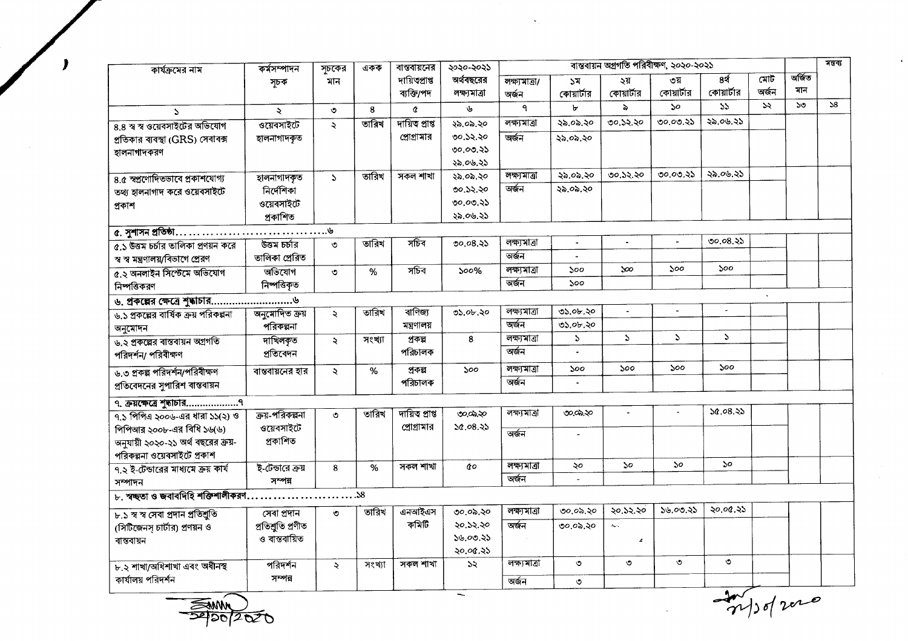| কার্যক্রমের নাম | কর্মসম্পাদন সূচক | সূচকের মান | একক | বাস্তবায়নের দায়িত্বপ্রাপ্ত ব্যক্তি/পদ | ২০২০-২০২১ অর্থবছরের লক্ষ্যমাত্রা | বাস্তবায়ন অগ্রগতি পরিবীক্ষণ, ২০২০-২০২১ | | | | | | অর্জিত মান | মন্তব্য |
|---|---|---|---|---|---|---|---|---|---|---|---|---|---|
| | | | | | | লক্ষ্যমাত্রা/ অর্জন | ১ম কোয়ার্টার | ২য় কোয়ার্টার | ৩য় কোয়ার্টার | ৪র্থ কোয়ার্টার | মোট অর্জন | | |
| ১ | ২ | ৩ | ৪ | ৫ | ৬ | ৭ | ৮ | ৯ | ১০ | ১১ | ১২ | ১৩ | ১৪ |
| ৪.৪ স্ব স্ব ওয়েবসাইটের অভিযোগ প্রতিকার ব্যবস্থা (GRS) সেবাবক্স হালনাগাদকরণ | ওয়েবসাইটে হালনাগাদকৃত | ২ | তারিখ | দায়িত্ব প্রাপ্ত প্রোগ্রামার | ২৯.০৯.২০ ৩০.১২.২০ ৩০.০৩.২১ ২৯.০৬.২১ | লক্ষ্যমাত্রা | ২৯.০৯.২০ | ৩০.১২.২০ | ৩০.০৩.২১ | ২৯.০৬.২১ | | | |
| | | | | | | অর্জন | ২৯.০৯.২০ | | | | | | |
| ৪.৫ স্বপ্রণোদিতভাবে প্রকাশযোগ্য তথ্য হালনাগাদ করে ওয়েবসাইটে প্রকাশ | হালনাগাদকৃত নির্দেশিকা ওয়েবসাইটে প্রকাশিত | ১ | তারিখ | সকল শাখা | ২৯.০৯.২০ ৩০.১২.২০ ৩০.০৩.২১ ২৯.০৬.২১ | লক্ষ্যমাত্রা | ২৯.০৯.২০ | ৩০.১২.২০ | ৩০.০৩.২১ | ২৯.০৬.২১ | | | |
| | | | | | | অর্জন | ২৯.০৯.২০ | | | | | | |
| **৫. সুশাসন প্রতিষ্ঠা................................৬** | | | | | | | | | | | | | |
| ৫.১ উত্তম চর্চার তালিকা প্রণয়ন করে স্ব স্ব মন্ত্রণালয়/বিভাগে প্রেরণ | উত্তম চর্চার তালিকা প্রেরিত | ৩ | তারিখ | সচিব | ৩০.০৪.২১ | লক্ষ্যমাত্রা | - | - | - | ৩০.০৪.২১ | | | |
| | | | | | | অর্জন | - | | | | | | |
| ৫.২ অনলাইন সিস্টেমে অভিযোগ নিষ্পত্তিকরণ | অভিযোগ নিষ্পত্তিকৃত | ৩ | % | সচিব | ১০০% | লক্ষ্যমাত্রা | ১০০ | ১০০ | ১০০ | ১০০ | | | |
| | | | | | | অর্জন | ১০০ | | | | | | |
| **৬. প্রকল্পের ক্ষেত্রে শুদ্ধাচার..........................৬** | | | | | | | | | | | | | |
| ৬.১ প্রকল্পের বার্ষিক ক্রয় পরিকল্পনা অনুমোদন | অনুমোদিত ক্রয় পরিকল্পনা | ২ | তারিখ | বাণিজ্য মন্ত্রণালয় | ৩১.০৮.২০ | লক্ষ্যমাত্রা | ৩১.০৮.২০ | - | - | - | | | |
| | | | | | | অর্জন | ৩১.০৮.২০ | | | | | | |
| ৬.২ প্রকল্পের বাস্তবায়ন অগ্রগতি পরিদর্শন/ পরিবীক্ষণ | দাখিলকৃত প্রতিবেদন | ২ | সংখ্যা | প্রকল্প পরিচালক | ৪ | লক্ষ্যমাত্রা | ১ | ১ | ১ | ১ | | | |
| | | | | | | অর্জন | - | | | | | | |
| ৬.৩ প্রকল্প পরিদর্শন/পরিবীক্ষণ প্রতিবেদনের সুপারিশ বাস্তবায়ন | বাস্তবায়নের হার | ২ | % | প্রকল্প পরিচালক | ১০০ | লক্ষ্যমাত্রা | ১০০ | ১০০ | ১০০ | ১০০ | | | |
| | | | | | | অর্জন | - | | | | | | |
| **৭. ক্রয়ক্ষেত্রে শুদ্ধাচার..................৭** | | | | | | | | | | | | | |
| ৭.১ পিপিএ ২০০৬-এর ধারা ১১(২) ও পিপিআর ২০০৮-এর বিধি ১৬(৬) অনুযায়ী ২০২০-২১ অর্থ বছরের ক্রয়-পরিকল্পনা ওয়েবসাইটে প্রকাশ | ক্রয়-পরিকল্পনা ওয়েবসাইটে প্রকাশিত | ৩ | তারিখ | দায়িত্ব প্রাপ্ত প্রোগ্রামার | ৩০.০৯.২০ ১৫.০৪.২১ | লক্ষ্যমাত্রা | ৩০.০৯.২০ | - | - | ১৫.০৪.২১ | | | |
| | | | | | | অর্জন | - | | | | | | |
| ৭.২ ই-টেন্ডারের মাধ্যমে ক্রয় কার্য সম্পাদন | ই-টেন্ডারে ক্রয় সম্পন্ন | ৪ | % | সকল শাখা | ৫০ | লক্ষ্যমাত্রা | ২০ | ১০ | ১০ | ১০ | | | |
| | | | | | | অর্জন | - | | | | | | |
| **৮. স্বচ্ছতা ও জবাবদিহি শক্তিশালীকরণ..........................১৪** | | | | | | | | | | | | | |
| ৮.১ স্ব স্ব সেবা প্রদান প্রতিশ্রুতি (সিটিজেনস্ চার্টার) প্রণয়ন ও বাস্তবায়ন | সেবা প্রদান প্রতিশ্রুতি প্রণীত ও বাস্তবায়িত | ৩ | তারিখ | এনআইএস কমিটি | ৩০.০৯.২০ ২০.১২.২০ ১৬.০৩.২১ ২০.০৫.২১ | লক্ষ্যমাত্রা | ৩০.০৯.২০ | ২০.১২.২০ | ১৬.০৩.২১ | ২০.০৫.২১ | | | |
| | | | | | | অর্জন | ৩০.০৯.২০ | | | | | | |
| ৮.২ শাখা/অধিশাখা এবং অধীনস্থ কার্যালয় পরিদর্শন | পরিদর্শন সম্পন্ন | ২ | সংখ্যা | সকল শাখা | ১২ | লক্ষ্যমাত্রা | ৩ | ৩ | ৩ | ৩ | | | |
| | | | | | | অর্জন | ৩ | | | | | | |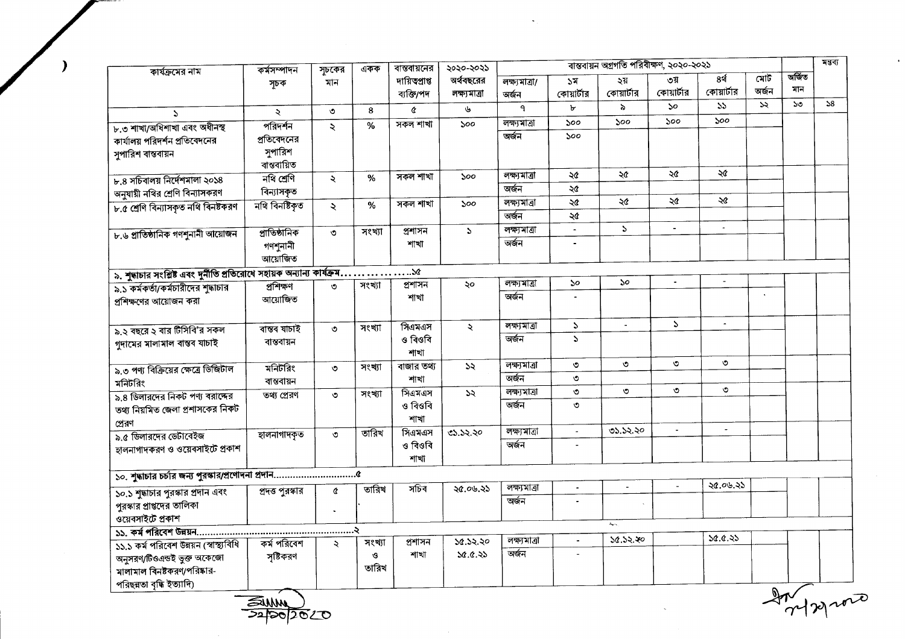| কার্যক্রমের নাম | কর্মসম্পাদন সূচক | সূচকের মান | একক | বাস্তবায়নের দায়িত্বপ্রাপ্ত ব্যক্তি/পদ | ২০২০-২০২১ অর্থবছরের লক্ষ্যমাত্রা | বাস্তবায়ন অগ্রগতি পরিবীক্ষণ, ২০২০-২০২১ | | | | | | অর্জিত মান | মন্তব্য |
|---|---|---|---|---|---|---|---|---|---|---|---|---|---|
| | | | | | | লক্ষ্যমাত্রা/ অর্জন | ১ম কোয়ার্টার | ২য় কোয়ার্টার | ৩য় কোয়ার্টার | ৪র্থ কোয়ার্টার | মোট অর্জন | | |
| ১ | ২ | ৩ | ৪ | ৫ | ৬ | ৭ | ৮ | ৯ | ১০ | ১১ | ১২ | ১৩ | ১৪ |
| ৮.৩ শাখা/অধিশাখা এবং অধীনস্থ কার্যালয় পরিদর্শন প্রতিবেদনের সুপারিশ বাস্তবায়ন | পরিদর্শন প্রতিবেদনের সুপারিশ বাস্তবায়িত | ২ | % | সকল শাখা | ১০০ | লক্ষ্যমাত্রা | ১০০ | ১০০ | ১০০ | ১০০ | | | |
| | | | | | | অর্জন | ১০০ | | | | | | |
| ৮.৪ সচিবালয় নির্দেশমালা ২০১৪ অনুযায়ী নথির শ্রেণি বিন্যাসকরণ | নথি শ্রেণি বিন্যাসকৃত | ২ | % | সকল শাখা | ১০০ | লক্ষ্যমাত্রা | ২৫ | ২৫ | ২৫ | ২৫ | | | |
| | | | | | | অর্জন | ২৫ | | | | | | |
| ৮.৫ শ্রেণি বিন্যাসকৃত নথি বিনষ্টকরণ | নথি বিনষ্টিকৃত | ২ | % | সকল শাখা | ১০০ | লক্ষ্যমাত্রা | ২৫ | ২৫ | ২৫ | ২৫ | | | |
| | | | | | | অর্জন | ২৫ | | | | | | |
| ৮.৬ প্রাতিষ্ঠানিক গণশুনানী আয়োজন | প্রাতিষ্ঠানিক গণশুনানী আয়োজিত | ৩ | সংখ্যা | প্রশাসন শাখা | ১ | লক্ষ্যমাত্রা | - | ১ | - | - | | | |
| | | | | | | অর্জন | - | | | | | | |
| **৯. শুদ্ধাচার সংশ্লিষ্ট এবং দুর্নীতি প্রতিরোধে সহায়ক অন্যান্য কার্যক্রম................১৫** | | | | | | | | | | | | | |
| ৯.১ কর্মকর্তা/কর্মচারীদের শুদ্ধাচার প্রশিক্ষণের আয়োজন করা | প্রশিক্ষণ আয়োজিত | ৩ | সংখ্যা | প্রশাসন শাখা | ২০ | লক্ষ্যমাত্রা | ১০ | ১০ | - | - | | | |
| | | | | | | অর্জন | - | | | | | | |
| ৯.২ বছরে ২ বার টিসিবি'র সকল গুদামের মালামাল বাস্তব যাচাই | বাস্তব যাচাই বাস্তবায়ন | ৩ | সংখ্যা | সিএমএস ও বিওবি শাখা | ২ | লক্ষ্যমাত্রা | ১ | - | ১ | - | | | |
| | | | | | | অর্জন | ১ | | | | | | |
| ৯.৩ পণ্য বিক্রিয়ের ক্ষেত্রে ডিজিটাল মনিটরিং | মনিটরিং বাস্তবায়ন | ৩ | সংখ্যা | বাজার তথ্য শাখা | ১২ | লক্ষ্যমাত্রা | ৩ | ৩ | ৩ | ৩ | | | |
| | | | | | | অর্জন | ৩ | | | | | | |
| ৯.৪ ডিলারদের নিকট পণ্য বরাদ্দের তথ্য নিয়মিত জেলা প্রশাসকের নিকট প্রেরণ | তথ্য প্রেরণ | ৩ | সংখ্যা | সিএমএস ও বিওবি শাখা | ১২ | লক্ষ্যমাত্রা | ৩ | ৩ | ৩ | ৩ | | | |
| | | | | | | অর্জন | ৩ | | | | | | |
| ৯.৫ ডিলারদের ডেটাবেইজ হালনাগাদকরণ ও ওয়েবসাইটে প্রকাশ | হালনাগাদকৃত | ৩ | তারিখ | সিএমএস ও বিওবি শাখা | ৩১.১২.২০ | লক্ষ্যমাত্রা | - | ৩১.১২.২০ | - | - | | | |
| | | | | | | অর্জন | - | | | | | | |
| **১০. শুদ্ধাচার চর্চার জন্য পুরস্কার/প্রণোদনা প্রদান...............................৫** | | | | | | | | | | | | | |
| ১০.১ শুদ্ধাচার পুরস্কার প্রদান এবং পুরস্কার প্রাপ্তদের তালিকা ওয়েবসাইটে প্রকাশ | প্রদত্ত পুরস্কার | ৫ | তারিখ | সচিব | ২৫.০৬.২১ | লক্ষ্যমাত্রা | - | - | - | ২৫.০৬.২১ | | | |
| | | | | | | অর্জন | - | | | | | | |
| **১১. কর্ম পরিবেশ উন্নয়ন.......................................................২** | | | | | | | | | | | | | |
| ১১.১ কর্ম পরিবেশ উন্নয়ন (স্বাস্থ্যবিধি অনুসরণ/টিওএন্ডই ভুক্ত অকেজো মালামাল বিনষ্টকরণ/পরিষ্কার-পরিচ্ছন্নতা বৃদ্ধি ইত্যাদি) | কর্ম পরিবেশ সৃষ্টিকরণ | ২ | সংখ্যা ও তারিখ | প্রশাসন শাখা | ১৫.১২.২০ ১৫.৫.২১ | লক্ষ্যমাত্রা | - | ১৫.১২.২০ | | ১৫.৫.২১ | | | |
| | | | | | | অর্জন | - | | | | | | |

২২/১০/২০২০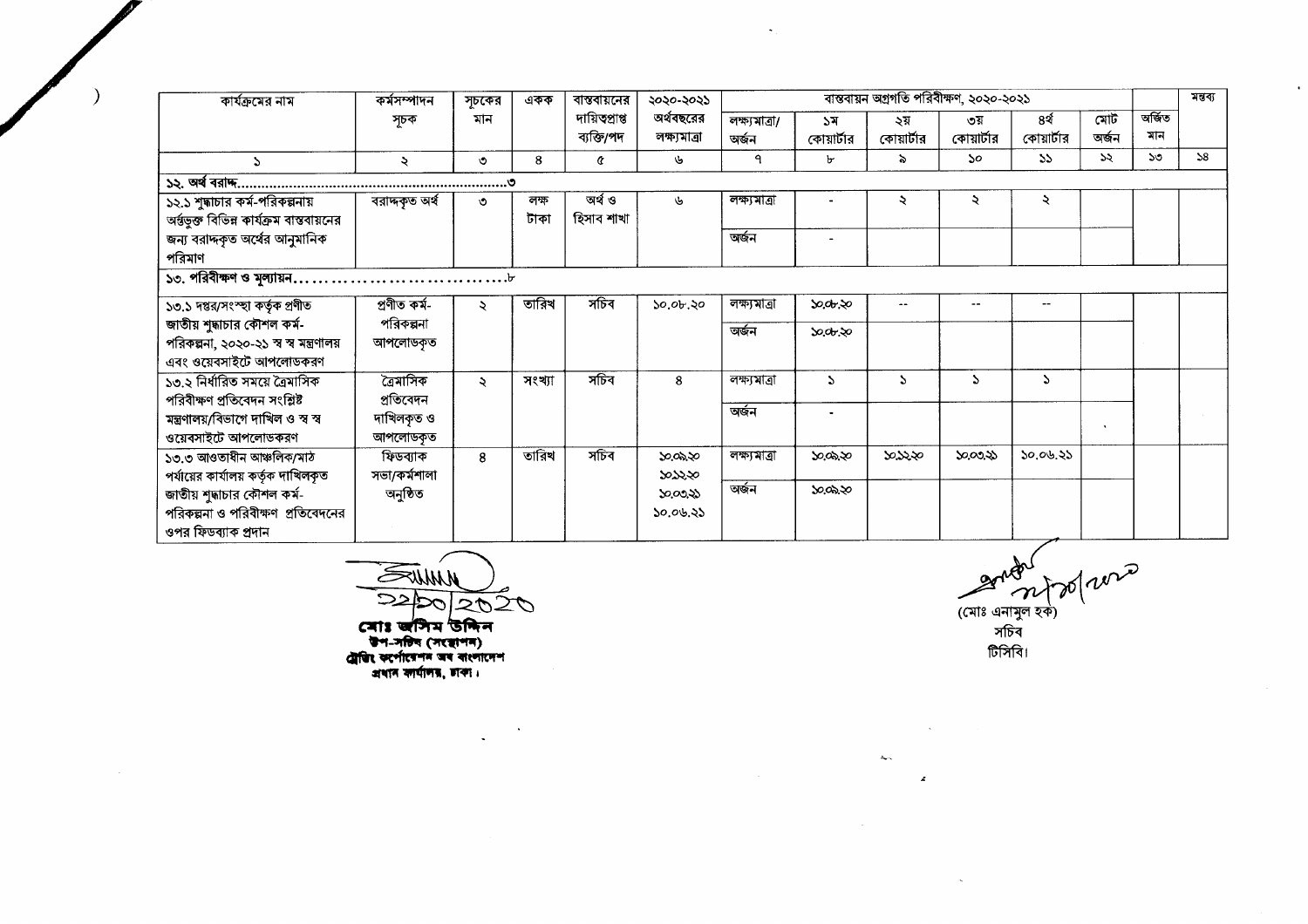| কার্যক্রমের নাম | কর্মসম্পাদন সূচক | সূচকের মান | একক | বাস্তবায়নের দায়িত্বপ্রাপ্ত ব্যক্তি/পদ | ২০২০-২০২১ অর্থবছরের লক্ষ্যমাত্রা | বাস্তবায়ন অগ্রগতি পরিবীক্ষণ, ২০২০-২০২১ | | | | | | অর্জিত মান | মন্তব্য |
|---|---|---|---|---|---|---|---|---|---|---|---|---|---|
| | | | | | | লক্ষ্যমাত্রা/ অর্জন | ১ম কোয়ার্টার | ২য় কোয়ার্টার | ৩য় কোয়ার্টার | ৪র্থ কোয়ার্টার | মোট অর্জন | | |
| ১ | ২ | ৩ | ৪ | ৫ | ৬ | ৭ | ৮ | ৯ | ১০ | ১১ | ১২ | ১৩ | ১৪ |
| ১২. অর্থ বরাদ্দ.................................................................৩ | | | | | | | | | | | | | |
| ১২.১ শুদ্ধাচার কর্ম-পরিকল্পনায় অর্ন্তভুক্ত বিভিন্ন কার্যক্রম বাস্তবায়নের জন্য বরাদ্দকৃত অর্থের আনুমানিক পরিমাণ | বরাদ্দকৃত অর্থ | ৩ | লক্ষ টাকা | অর্থ ও হিসাব শাখা | ৬ | লক্ষ্যমাত্রা | - | ২ | ২ | ২ | | | |
| | | | | | | অর্জন | - | | | | | | |
| ১৩. পরিবীক্ষণ ও মূল্যায়ন..................................৮ | | | | | | | | | | | | | |
| ১৩.১ দপ্তর/সংস্থা কর্তৃক প্রণীত জাতীয় শুদ্ধাচার কৌশল কর্ম-পরিকল্পনা, ২০২০-২১ স্ব স্ব মন্ত্রণালয় এবং ওয়েবসাইটে আপলোডকরণ | প্রণীত কর্ম-পরিকল্পনা আপলোডকৃত | ২ | তারিখ | সচিব | ১০.০৮.২০ | লক্ষ্যমাত্রা | ১০.০৮.২০ | -- | -- | -- | | | |
| | | | | | | অর্জন | ১০.০৮.২০ | | | | | | |
| ১৩.২ নির্ধারিত সময়ে ত্রৈমাসিক পরিবীক্ষণ প্রতিবেদন সংশ্লিষ্ট মন্ত্রণালয়/বিভাগে দাখিল ও স্ব স্ব ওয়েবসাইটে আপলোডকরণ | ত্রৈমাসিক প্রতিবেদন দাখিলকৃত ও আপলোডকৃত | ২ | সংখ্যা | সচিব | ৪ | লক্ষ্যমাত্রা | ১ | ১ | ১ | ১ | | | |
| | | | | | | অর্জন | - | | | | | | |
| ১৩.৩ আওতাধীন আঞ্চলিক/মাঠ পর্যায়ের কার্যালয় কর্তৃক দাখিলকৃত জাতীয় শুদ্ধাচার কৌশল কর্ম-পরিকল্পনা ও পরিবীক্ষণ প্রতিবেদনের ওপর ফিডব্যাক প্রদান | ফিডব্যাক সভা/কর্মশালা অনুষ্ঠিত | ৪ | তারিখ | সচিব | ১০.০৯.২০ ১০.১২.২০ ১০.০৩.২১ ১০.০৬.২১ | লক্ষ্যমাত্রা | ১০.০৯.২০ | ১০.১২.২০ | ১০.০৩.২১ | ১০.০৬.২১ | | | |
| | | | | | | অর্জন | ১০.০৯.২০ | | | | | | |

২২/১০/২০২০
মোঃ জসিম উদ্দিন
উপ-সচিব (সংস্থাপন)
ট্রেডিং কর্পোরেশন অব বাংলাদেশ
প্রধান কার্যালয়, ঢাকা।

২১/১০/২০২০
(মোঃ এনামুল হক)
সচিব
টিসিবি।